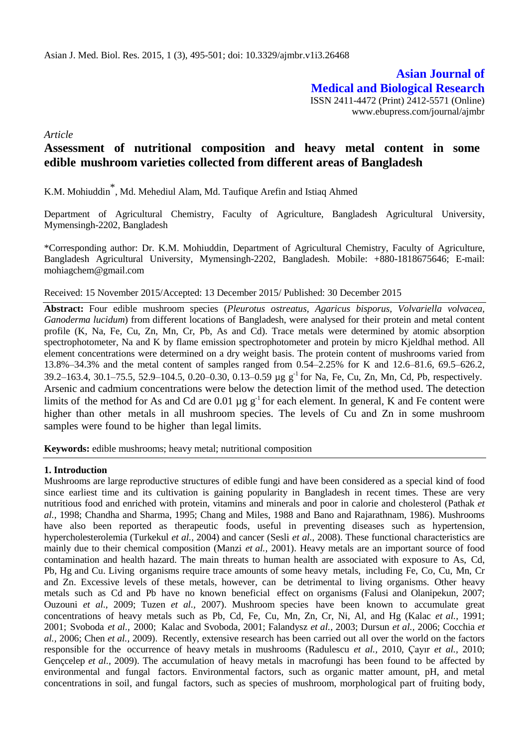**Asian Journal of Medical and Biological Research**

ISSN 2411-4472 (Print) 2412-5571 (Online)
www.ebupress.com/journal/ajmbr

*Article*

# Assessment of nutritional composition and heavy metal content in some edible mushroom varieties collected from different areas of Bangladesh

K.M. Mohiuddin*, Md. Mehediul Alam, Md. Taufique Arefin and Istiaq Ahmed

Department of Agricultural Chemistry, Faculty of Agriculture, Bangladesh Agricultural University, Mymensingh-2202, Bangladesh

*Corresponding author: Dr. K.M. Mohiuddin, Department of Agricultural Chemistry, Faculty of Agriculture, Bangladesh Agricultural University, Mymensingh-2202, Bangladesh. Mobile: +880-1818675646; E-mail: mohiagchem@gmail.com

Received: 15 November 2015/Accepted: 13 December 2015/ Published: 30 December 2015

**Abstract:** Four edible mushroom species (*Pleurotus ostreatus*, *Agaricus bisporus*, *Volvariella volvacea*, *Ganoderma lucidum*) from different locations of Bangladesh, were analysed for their protein and metal content profile (K, Na, Fe, Cu, Zn, Mn, Cr, Pb, As and Cd). Trace metals were determined by atomic absorption spectrophotometer, Na and K by flame emission spectrophotometer and protein by micro Kjeldhal method. All element concentrations were determined on a dry weight basis. The protein content of mushrooms varied from 13.8%–34.3% and the metal content of samples ranged from 0.54–2.25% for K and 12.6–81.6, 69.5–626.2, 39.2–163.4, 30.1–75.5, 52.9–104.5, 0.20–0.30, 0.13–0.59 µg $g^{-1}$ for Na, Fe, Cu, Zn, Mn, Cd, Pb, respectively. Arsenic and cadmium concentrations were below the detection limit of the method used. The detection limits of the method for As and Cd are 0.01 µg $g^{-1}$ for each element. In general, K and Fe content were higher than other metals in all mushroom species. The levels of Cu and Zn in some mushroom samples were found to be higher than legal limits.

**Keywords:** edible mushrooms; heavy metal; nutritional composition

## 1. Introduction

Mushrooms are large reproductive structures of edible fungi and have been considered as a special kind of food since earliest time and its cultivation is gaining popularity in Bangladesh in recent times. These are very nutritious food and enriched with protein, vitamins and minerals and poor in calorie and cholesterol (Pathak *et al.,* 1998; Chandha and Sharma, 1995; Chang and Miles, 1988 and Bano and Rajarathnam, 1986). Mushrooms have also been reported as therapeutic foods, useful in preventing diseases such as hypertension, hypercholesterolemia (Turkekul *et al.,* 2004) and cancer (Sesli *et al.,* 2008). These functional characteristics are mainly due to their chemical composition (Manzi *et al.,* 2001). Heavy metals are an important source of food contamination and health hazard. The main threats to human health are associated with exposure to As, Cd, Pb, Hg and Cu. Living organisms require trace amounts of some heavy metals, including Fe, Co, Cu, Mn, Cr and Zn. Excessive levels of these metals, however, can be detrimental to living organisms. Other heavy metals such as Cd and Pb have no known beneficial effect on organisms (Falusi and Olanipekun, 2007; Ouzouni *et al.,* 2009; Tuzen *et al.,* 2007). Mushroom species have been known to accumulate great concentrations of heavy metals such as Pb, Cd, Fe, Cu, Mn, Zn, Cr, Ni, Al, and Hg (Kalac *et al.,* 1991; 2001; Svoboda *et al.,* 2000; Kalac and Svoboda, 2001; Falandysz *et al.,* 2003; Dursun *et al.,* 2006; Cocchia *et al.,* 2006; Chen *et al.,* 2009). Recently, extensive research has been carried out all over the world on the factors responsible for the occurrence of heavy metals in mushrooms (Radulescu *et al.,* 2010, Çayır *et al.,* 2010; Gençcelep *et al.,* 2009). The accumulation of heavy metals in macrofungi has been found to be affected by environmental and fungal factors. Environmental factors, such as organic matter amount, pH, and metal concentrations in soil, and fungal factors, such as species of mushroom, morphological part of fruiting body,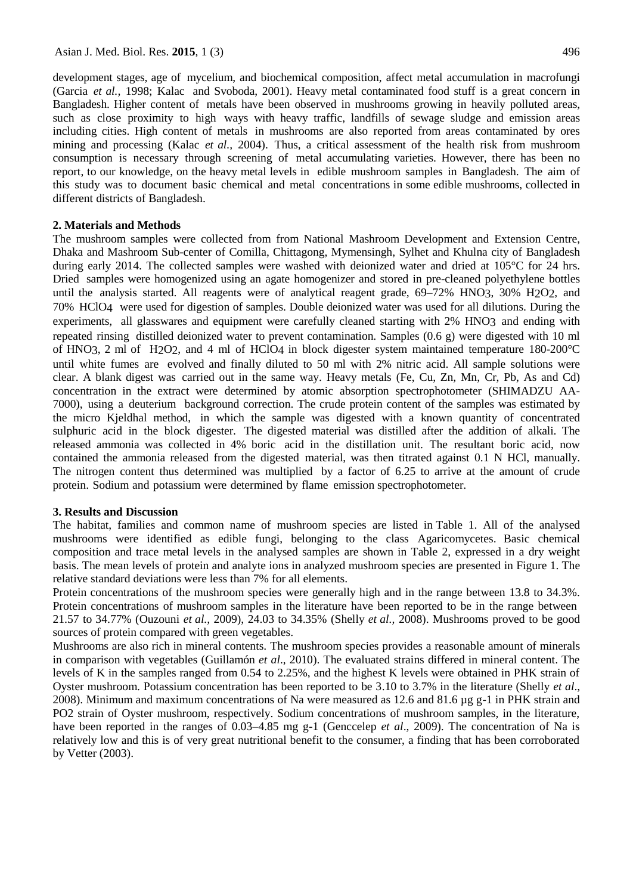development stages, age of mycelium, and biochemical composition, affect metal accumulation in macrofungi (Garcia *et al.,* 1998; Kalac and Svoboda, 2001). Heavy metal contaminated food stuff is a great concern in Bangladesh. Higher content of metals have been observed in mushrooms growing in heavily polluted areas, such as close proximity to high ways with heavy traffic, landfills of sewage sludge and emission areas including cities. High content of metals in mushrooms are also reported from areas contaminated by ores mining and processing (Kalac *et al.,* 2004). Thus, a critical assessment of the health risk from mushroom consumption is necessary through screening of metal accumulating varieties. However, there has been no report, to our knowledge, on the heavy metal levels in edible mushroom samples in Bangladesh. The aim of this study was to document basic chemical and metal concentrations in some edible mushrooms, collected in different districts of Bangladesh.

## 2. Materials and Methods

The mushroom samples were collected from from National Mashroom Development and Extension Centre, Dhaka and Mashroom Sub-center of Comilla, Chittagong, Mymensingh, Sylhet and Khulna city of Bangladesh during early 2014. The collected samples were washed with deionized water and dried at 105°C for 24 hrs. Dried samples were homogenized using an agate homogenizer and stored in pre-cleaned polyethylene bottles until the analysis started. All reagents were of analytical reagent grade, 69–72% $HNO_3$, 30% $H_2O_2$, and 70% $HClO_4$ were used for digestion of samples. Double deionized water was used for all dilutions. During the experiments, all glasswares and equipment were carefully cleaned starting with 2% $HNO_3$ and ending with repeated rinsing distilled deionized water to prevent contamination. Samples (0.6 g) were digested with 10 ml of $HNO_3$, 2 ml of $H_2O_2$, and 4 ml of $HClO_4$ in block digester system maintained temperature 180-200°C until white fumes are evolved and finally diluted to 50 ml with 2% nitric acid. All sample solutions were clear. A blank digest was carried out in the same way. Heavy metals (Fe, Cu, Zn, Mn, Cr, Pb, As and Cd) concentration in the extract were determined by atomic absorption spectrophotometer (SHIMADZU AA-7000), using a deuterium background correction. The crude protein content of the samples was estimated by the micro Kjeldhal method, in which the sample was digested with a known quantity of concentrated sulphuric acid in the block digester. The digested material was distilled after the addition of alkali. The released ammonia was collected in 4% boric acid in the distillation unit. The resultant boric acid, now contained the ammonia released from the digested material, was then titrated against 0.1 N HCl, manually. The nitrogen content thus determined was multiplied by a factor of 6.25 to arrive at the amount of crude protein. Sodium and potassium were determined by flame emission spectrophotometer.

## 3. Results and Discussion

The habitat, families and common name of mushroom species are listed in Table 1. All of the analysed mushrooms were identified as edible fungi, belonging to the class Agaricomycetes. Basic chemical composition and trace metal levels in the analysed samples are shown in Table 2, expressed in a dry weight basis. The mean levels of protein and analyte ions in analyzed mushroom species are presented in Figure 1. The relative standard deviations were less than 7% for all elements.

Protein concentrations of the mushroom species were generally high and in the range between 13.8 to 34.3%. Protein concentrations of mushroom samples in the literature have been reported to be in the range between 21.57 to 34.77% (Ouzouni *et al.,* 2009), 24.03 to 34.35% (Shelly *et al.,* 2008). Mushrooms proved to be good sources of protein compared with green vegetables.

Mushrooms are also rich in mineral contents. The mushroom species provides a reasonable amount of minerals in comparison with vegetables (Guillamón *et al*., 2010). The evaluated strains differed in mineral content. The levels of K in the samples ranged from 0.54 to 2.25%, and the highest K levels were obtained in PHK strain of Oyster mushroom. Potassium concentration has been reported to be 3.10 to 3.7% in the literature (Shelly *et al*., 2008). Minimum and maximum concentrations of Na were measured as 12.6 and 81.6 µg $g^{-1}$ in PHK strain and PO2 strain of Oyster mushroom, respectively. Sodium concentrations of mushroom samples, in the literature, have been reported in the ranges of 0.03–4.85 mg $g^{-1}$ (Genccelep *et al*., 2009). The concentration of Na is relatively low and this is of very great nutritional benefit to the consumer, a finding that has been corroborated by Vetter (2003).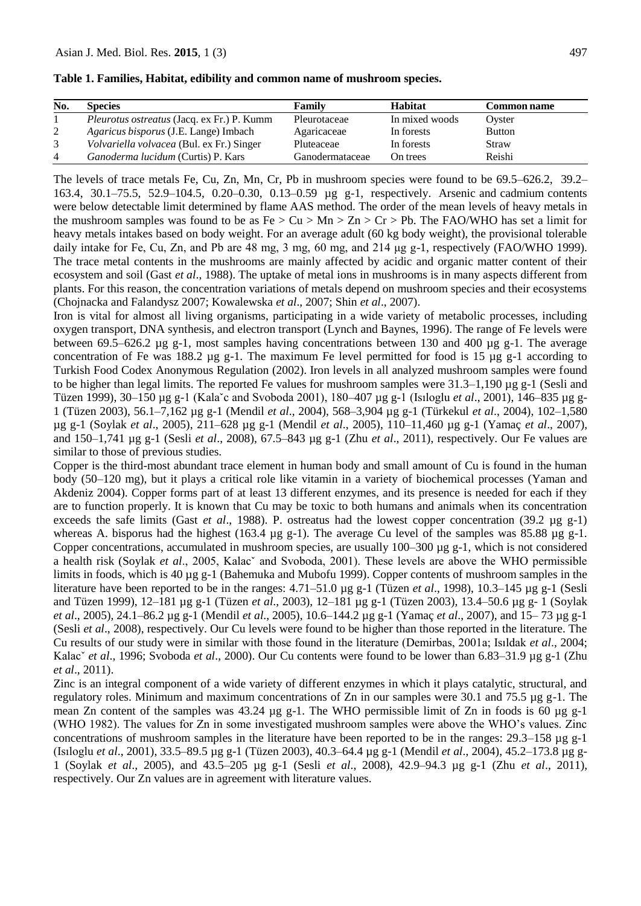**Table 1. Families, Habitat, edibility and common name of mushroom species.**

| No. | Species | Family | Habitat | Common name |
|---|---|---|---|---|
| 1 | *Pleurotus ostreatus* (Jacq. ex Fr.) P. Kumm | Pleurotaceae | In mixed woods | Oyster |
| 2 | *Agaricus bisporus* (J.E. Lange) Imbach | Agaricaceae | In forests | Button |
| 3 | *Volvariella volvacea* (Bul. ex Fr.) Singer | Pluteaceae | In forests | Straw |
| 4 | *Ganoderma lucidum* (Curtis) P. Kars | Ganodermataceae | On trees | Reishi |

The levels of trace metals Fe, Cu, Zn, Mn, Cr, Pb in mushroom species were found to be 69.5–626.2, 39.2–163.4, 30.1–75.5, 52.9–104.5, 0.20–0.30, 0.13–0.59 µg g-1, respectively. Arsenic and cadmium contents were below detectable limit determined by flame AAS method. The order of the mean levels of heavy metals in the mushroom samples was found to be as Fe > Cu > Mn > Zn > Cr > Pb. The FAO/WHO has set a limit for heavy metals intakes based on body weight. For an average adult (60 kg body weight), the provisional tolerable daily intake for Fe, Cu, Zn, and Pb are 48 mg, 3 mg, 60 mg, and 214 µg g-1, respectively (FAO/WHO 1999). The trace metal contents in the mushrooms are mainly affected by acidic and organic matter content of their ecosystem and soil (Gast *et al*., 1988). The uptake of metal ions in mushrooms is in many aspects different from plants. For this reason, the concentration variations of metals depend on mushroom species and their ecosystems (Chojnacka and Falandysz 2007; Kowalewska *et al*., 2007; Shin *et al*., 2007).

Iron is vital for almost all living organisms, participating in a wide variety of metabolic processes, including oxygen transport, DNA synthesis, and electron transport (Lynch and Baynes, 1996). The range of Fe levels were between 69.5–626.2 µg g-1, most samples having concentrations between 130 and 400 µg g-1. The average concentration of Fe was 188.2 µg g-1. The maximum Fe level permitted for food is 15 µg g-1 according to Turkish Food Codex Anonymous Regulation (2002). Iron levels in all analyzed mushroom samples were found to be higher than legal limits. The reported Fe values for mushroom samples were 31.3–1,190 µg g-1 (Sesli and Tüzen 1999), 30–150 µg g-1 (Kalaˇc and Svoboda 2001), 180–407 µg g-1 (Isıloglu *et al*., 2001), 146–835 µg g-1 (Tüzen 2003), 56.1–7,162 µg g-1 (Mendil *et al*., 2004), 568–3,904 µg g-1 (Türkekul *et al*., 2004), 102–1,580 µg g-1 (Soylak *et al*., 2005), 211–628 µg g-1 (Mendil *et al*., 2005), 110–11,460 µg g-1 (Yamaç *et al*., 2007), and 150–1,741 µg g-1 (Sesli *et al*., 2008), 67.5–843 µg g-1 (Zhu *et al*., 2011), respectively. Our Fe values are similar to those of previous studies.

Copper is the third-most abundant trace element in human body and small amount of Cu is found in the human body (50–120 mg), but it plays a critical role like vitamin in a variety of biochemical processes (Yaman and Akdeniz 2004). Copper forms part of at least 13 different enzymes, and its presence is needed for each if they are to function properly. It is known that Cu may be toxic to both humans and animals when its concentration exceeds the safe limits (Gast *et al*., 1988). P. ostreatus had the lowest copper concentration (39.2 µg g-1) whereas A. bisporus had the highest (163.4 µg g-1). The average Cu level of the samples was 85.88 µg g-1. Copper concentrations, accumulated in mushroom species, are usually 100–300 µg g-1, which is not considered a health risk (Soylak *et al*., 2005, Kalacˇ and Svoboda, 2001). These levels are above the WHO permissible limits in foods, which is 40 µg g-1 (Bahemuka and Mubofu 1999). Copper contents of mushroom samples in the literature have been reported to be in the ranges: 4.71–51.0 µg g-1 (Tüzen *et al*., 1998), 10.3–145 µg g-1 (Sesli and Tüzen 1999), 12–181 µg g-1 (Tüzen *et al*., 2003), 12–181 µg g-1 (Tüzen 2003), 13.4–50.6 µg g- 1 (Soylak *et al*., 2005), 24.1–86.2 µg g-1 (Mendil *et al*., 2005), 10.6–144.2 µg g-1 (Yamaç *et al*., 2007), and 15– 73 µg g-1 (Sesli *et al*., 2008), respectively. Our Cu levels were found to be higher than those reported in the literature. The Cu results of our study were in similar with those found in the literature (Demirbas, 2001a; Isıldak *et al*., 2004; Kalacˇ *et al*., 1996; Svoboda *et al*., 2000). Our Cu contents were found to be lower than 6.83–31.9 µg g-1 (Zhu *et al*., 2011).

Zinc is an integral component of a wide variety of different enzymes in which it plays catalytic, structural, and regulatory roles. Minimum and maximum concentrations of Zn in our samples were 30.1 and 75.5 µg g-1. The mean Zn content of the samples was 43.24 µg g-1. The WHO permissible limit of Zn in foods is 60 µg g-1 (WHO 1982). The values for Zn in some investigated mushroom samples were above the WHO's values. Zinc concentrations of mushroom samples in the literature have been reported to be in the ranges: 29.3–158 µg g-1 (Isıloglu *et al*., 2001), 33.5–89.5 µg g-1 (Tüzen 2003), 40.3–64.4 µg g-1 (Mendil *et al*., 2004), 45.2–173.8 µg g-1 (Soylak *et al*., 2005), and 43.5–205 µg g-1 (Sesli *et al*., 2008), 42.9–94.3 µg g-1 (Zhu *et al*., 2011), respectively. Our Zn values are in agreement with literature values.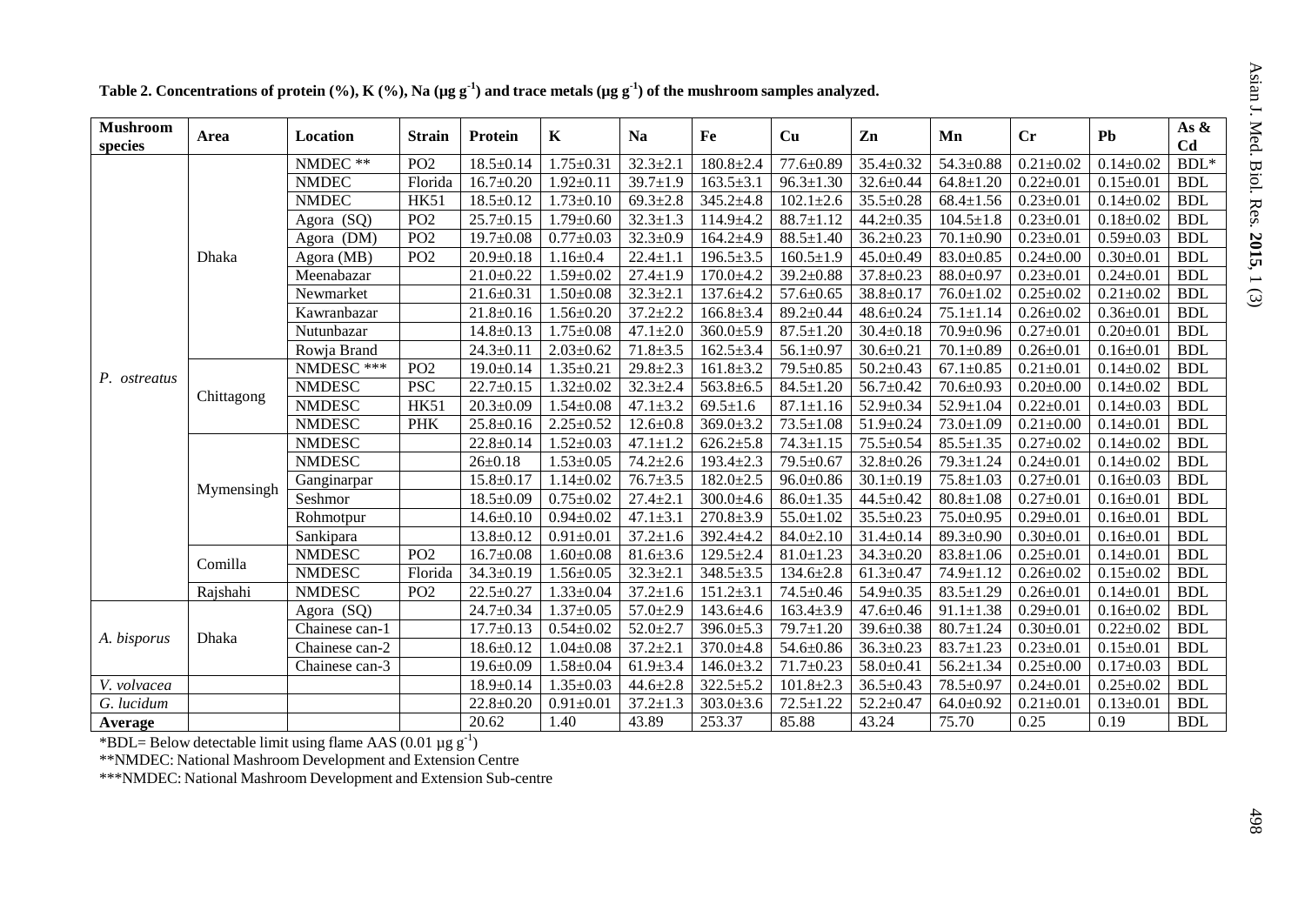**Table 2. Concentrations of protein (%), K (%), Na (µg g$^{-1}$) and trace metals (µg g$^{-1}$) of the mushroom samples analyzed.**

| Mushroom species | Area | Location | Strain | Protein | K | Na | Fe | Cu | Zn | Mn | Cr | Pb | As & Cd |
|---|---|---|---|---|---|---|---|---|---|---|---|---|---|
| *P. ostreatus* | Dhaka | NMDEC ** | PO2 | 18.5±0.14 | 1.75±0.31 | 32.3±2.1 | 180.8±2.4 | 77.6±0.89 | 35.4±0.32 | 54.3±0.88 | 0.21±0.02 | 0.14±0.02 | BDL* |
| | | NMDEC | Florida | 16.7±0.20 | 1.92±0.11 | 39.7±1.9 | 163.5±3.1 | 96.3±1.30 | 32.6±0.44 | 64.8±1.20 | 0.22±0.01 | 0.15±0.01 | BDL |
| | | NMDEC | HK51 | 18.5±0.12 | 1.73±0.10 | 69.3±2.8 | 345.2±4.8 | 102.1±2.6 | 35.5±0.28 | 68.4±1.56 | 0.23±0.01 | 0.14±0.02 | BDL |
| | | Agora (SQ) | PO2 | 25.7±0.15 | 1.79±0.60 | 32.3±1.3 | 114.9±4.2 | 88.7±1.12 | 44.2±0.35 | 104.5±1.8 | 0.23±0.01 | 0.18±0.02 | BDL |
| | | Agora (DM) | PO2 | 19.7±0.08 | 0.77±0.03 | 32.3±0.9 | 164.2±4.9 | 88.5±1.40 | 36.2±0.23 | 70.1±0.90 | 0.23±0.01 | 0.59±0.03 | BDL |
| | | Agora (MB) | PO2 | 20.9±0.18 | 1.16±0.4 | 22.4±1.1 | 196.5±3.5 | 160.5±1.9 | 45.0±0.49 | 83.0±0.85 | 0.24±0.00 | 0.30±0.01 | BDL |
| | | Meenabazar | | 21.0±0.22 | 1.59±0.02 | 27.4±1.9 | 170.0±4.2 | 39.2±0.88 | 37.8±0.23 | 88.0±0.97 | 0.23±0.01 | 0.24±0.01 | BDL |
| | | Newmarket | | 21.6±0.31 | 1.50±0.08 | 32.3±2.1 | 137.6±4.2 | 57.6±0.65 | 38.8±0.17 | 76.0±1.02 | 0.25±0.02 | 0.21±0.02 | BDL |
| | | Kawranbazar | | 21.8±0.16 | 1.56±0.20 | 37.2±2.2 | 166.8±3.4 | 89.2±0.44 | 48.6±0.24 | 75.1±1.14 | 0.26±0.02 | 0.36±0.01 | BDL |
| | | Nutunbazar | | 14.8±0.13 | 1.75±0.08 | 47.1±2.0 | 360.0±5.9 | 87.5±1.20 | 30.4±0.18 | 70.9±0.96 | 0.27±0.01 | 0.20±0.01 | BDL |
| | | Rowja Brand | | 24.3±0.11 | 2.03±0.62 | 71.8±3.5 | 162.5±3.4 | 56.1±0.97 | 30.6±0.21 | 70.1±0.89 | 0.26±0.01 | 0.16±0.01 | BDL |
| | Chittagong | NMDESC *** | PO2 | 19.0±0.14 | 1.35±0.21 | 29.8±2.3 | 161.8±3.2 | 79.5±0.85 | 50.2±0.43 | 67.1±0.85 | 0.21±0.01 | 0.14±0.02 | BDL |
| | | NMDESC | PSC | 22.7±0.15 | 1.32±0.02 | 32.3±2.4 | 563.8±6.5 | 84.5±1.20 | 56.7±0.42 | 70.6±0.93 | 0.20±0.00 | 0.14±0.02 | BDL |
| | | NMDESC | HK51 | 20.3±0.09 | 1.54±0.08 | 47.1±3.2 | 69.5±1.6 | 87.1±1.16 | 52.9±0.34 | 52.9±1.04 | 0.22±0.01 | 0.14±0.03 | BDL |
| | | NMDESC | PHK | 25.8±0.16 | 2.25±0.52 | 12.6±0.8 | 369.0±3.2 | 73.5±1.08 | 51.9±0.24 | 73.0±1.09 | 0.21±0.00 | 0.14±0.01 | BDL |
| | Mymensingh | NMDESC | | 22.8±0.14 | 1.52±0.03 | 47.1±1.2 | 626.2±5.8 | 74.3±1.15 | 75.5±0.54 | 85.5±1.35 | 0.27±0.02 | 0.14±0.02 | BDL |
| | | NMDESC | | 26±0.18 | 1.53±0.05 | 74.2±2.6 | 193.4±2.3 | 79.5±0.67 | 32.8±0.26 | 79.3±1.24 | 0.24±0.01 | 0.14±0.02 | BDL |
| | | Ganginarpar | | 15.8±0.17 | 1.14±0.02 | 76.7±3.5 | 182.0±2.5 | 96.0±0.86 | 30.1±0.19 | 75.8±1.03 | 0.27±0.01 | 0.16±0.03 | BDL |
| | | Seshmor | | 18.5±0.09 | 0.75±0.02 | 27.4±2.1 | 300.0±4.6 | 86.0±1.35 | 44.5±0.42 | 80.8±1.08 | 0.27±0.01 | 0.16±0.01 | BDL |
| | | Rohmotpur | | 14.6±0.10 | 0.94±0.02 | 47.1±3.1 | 270.8±3.9 | 55.0±1.02 | 35.5±0.23 | 75.0±0.95 | 0.29±0.01 | 0.16±0.01 | BDL |
| | | Sankipara | | 13.8±0.12 | 0.91±0.01 | 37.2±1.6 | 392.4±4.2 | 84.0±2.10 | 31.4±0.14 | 89.3±0.90 | 0.30±0.01 | 0.16±0.01 | BDL |
| | Comilla | NMDESC | PO2 | 16.7±0.08 | 1.60±0.08 | 81.6±3.6 | 129.5±2.4 | 81.0±1.23 | 34.3±0.20 | 83.8±1.06 | 0.25±0.01 | 0.14±0.01 | BDL |
| | | NMDESC | Florida | 34.3±0.19 | 1.56±0.05 | 32.3±2.1 | 348.5±3.5 | 134.6±2.8 | 61.3±0.47 | 74.9±1.12 | 0.26±0.02 | 0.15±0.02 | BDL |
| | Rajshahi | NMDESC | PO2 | 22.5±0.27 | 1.33±0.04 | 37.2±1.6 | 151.2±3.1 | 74.5±0.46 | 54.9±0.35 | 83.5±1.29 | 0.26±0.01 | 0.14±0.01 | BDL |
| *A. bisporus* | Dhaka | Agora (SQ) | | 24.7±0.34 | 1.37±0.05 | 57.0±2.9 | 143.6±4.6 | 163.4±3.9 | 47.6±0.46 | 91.1±1.38 | 0.29±0.01 | 0.16±0.02 | BDL |
| | | Chainese can-1 | | 17.7±0.13 | 0.54±0.02 | 52.0±2.7 | 396.0±5.3 | 79.7±1.20 | 39.6±0.38 | 80.7±1.24 | 0.30±0.01 | 0.22±0.02 | BDL |
| | | Chainese can-2 | | 18.6±0.12 | 1.04±0.08 | 37.2±2.1 | 370.0±4.8 | 54.6±0.86 | 36.3±0.23 | 83.7±1.23 | 0.23±0.01 | 0.15±0.01 | BDL |
| | | Chainese can-3 | | 19.6±0.09 | 1.58±0.04 | 61.9±3.4 | 146.0±3.2 | 71.7±0.23 | 58.0±0.41 | 56.2±1.34 | 0.25±0.00 | 0.17±0.03 | BDL |
| *V. volvacea* | | | | 18.9±0.14 | 1.35±0.03 | 44.6±2.8 | 322.5±5.2 | 101.8±2.3 | 36.5±0.43 | 78.5±0.97 | 0.24±0.01 | 0.25±0.02 | BDL |
| *G. lucidum* | | | | 22.8±0.20 | 0.91±0.01 | 37.2±1.3 | 303.0±3.6 | 72.5±1.22 | 52.2±0.47 | 64.0±0.92 | 0.21±0.01 | 0.13±0.01 | BDL |
| **Average** | | | | 20.62 | 1.40 | 43.89 | 253.37 | 85.88 | 43.24 | 75.70 | 0.25 | 0.19 | BDL |

*BDL= Below detectable limit using flame AAS (0.01 µg g$^{-1}$)

**NMDEC: National Mashroom Development and Extension Centre

***NMDEC: National Mashroom Development and Extension Sub-centre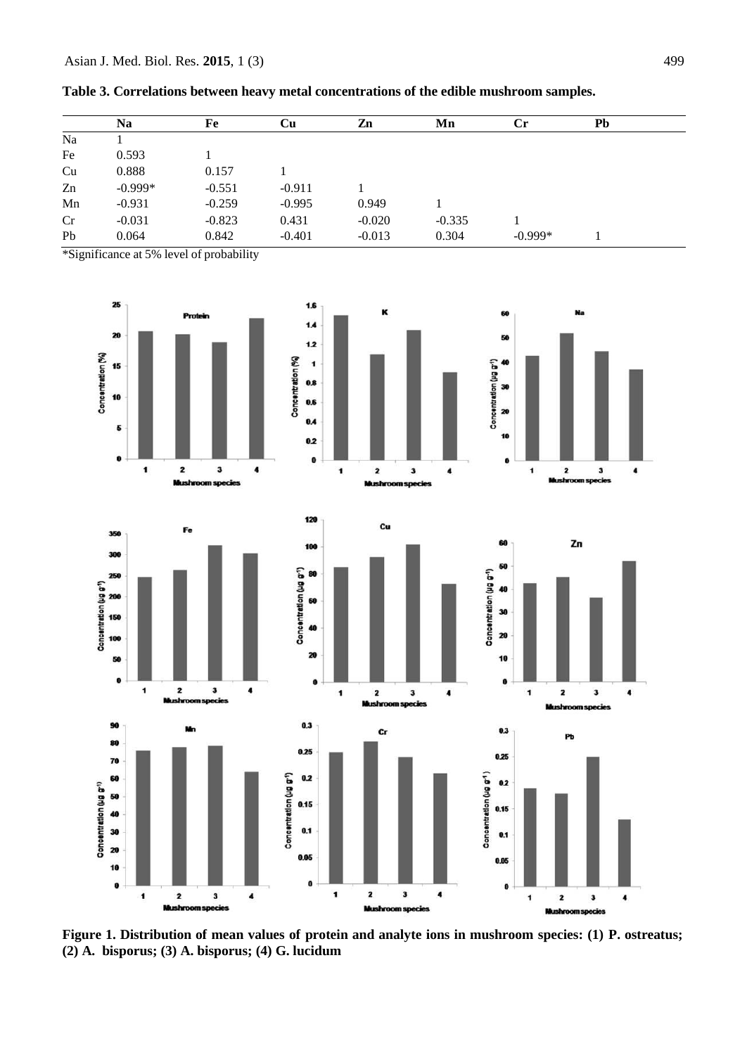**Table 3. Correlations between heavy metal concentrations of the edible mushroom samples.**

| | Na | Fe | Cu | Zn | Mn | Cr | Pb |
|---|---|---|---|---|---|---|---|
| Na | 1 | | | | | | |
| Fe | 0.593 | 1 | | | | | |
| Cu | 0.888 | 0.157 | 1 | | | | |
| Zn | -0.999* | -0.551 | -0.911 | 1 | | | |
| Mn | -0.931 | -0.259 | -0.995 | 0.949 | 1 | | |
| Cr | -0.031 | -0.823 | 0.431 | -0.020 | -0.335 | 1 | |
| Pb | 0.064 | 0.842 | -0.401 | -0.013 | 0.304 | -0.999* | 1 |

*Significance at 5% level of probability

**Figure 1. Distribution of mean values of protein and analyte ions in mushroom species: (1) P. ostreatus; (2) A. bisporus; (3) A. bisporus; (4) G. lucidum**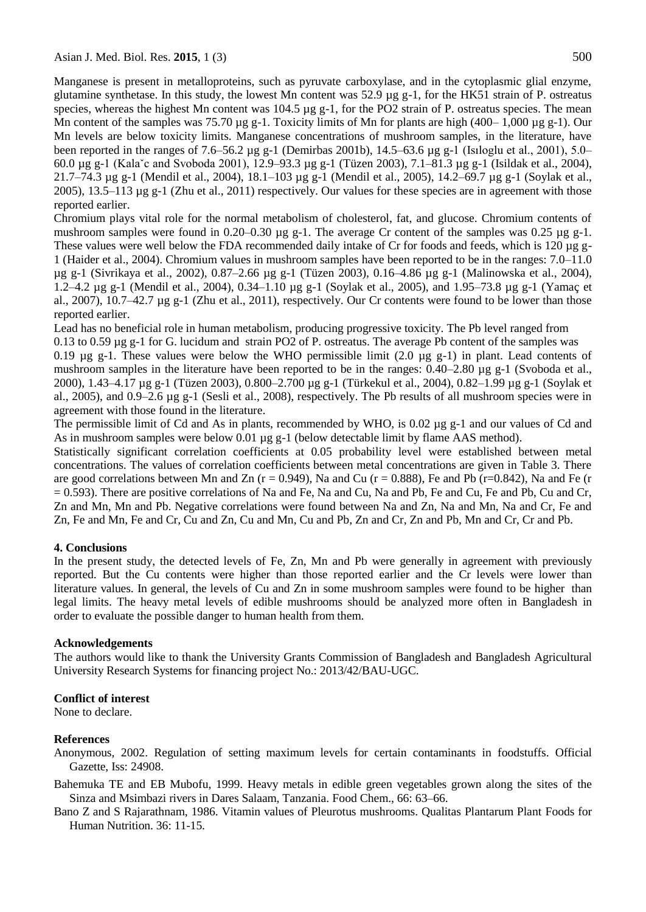Manganese is present in metalloproteins, such as pyruvate carboxylase, and in the cytoplasmic glial enzyme, glutamine synthetase. In this study, the lowest Mn content was 52.9 µg g-1, for the HK51 strain of P. ostreatus species, whereas the highest Mn content was 104.5 µg g-1, for the PO2 strain of P. ostreatus species. The mean Mn content of the samples was 75.70 µg g-1. Toxicity limits of Mn for plants are high (400– 1,000 µg g-1). Our Mn levels are below toxicity limits. Manganese concentrations of mushroom samples, in the literature, have been reported in the ranges of 7.6–56.2 µg g-1 (Demirbas 2001b), 14.5–63.6 µg g-1 (Isıloglu et al., 2001), 5.0–60.0 µg g-1 (Kalaˇc and Svoboda 2001), 12.9–93.3 µg g-1 (Tüzen 2003), 7.1–81.3 µg g-1 (Isildak et al., 2004), 21.7–74.3 µg g-1 (Mendil et al., 2004), 18.1–103 µg g-1 (Mendil et al., 2005), 14.2–69.7 µg g-1 (Soylak et al., 2005), 13.5–113 µg g-1 (Zhu et al., 2011) respectively. Our values for these species are in agreement with those reported earlier.

Chromium plays vital role for the normal metabolism of cholesterol, fat, and glucose. Chromium contents of mushroom samples were found in 0.20–0.30 µg g-1. The average Cr content of the samples was 0.25 µg g-1. These values were well below the FDA recommended daily intake of Cr for foods and feeds, which is 120 µg g-1 (Haider et al., 2004). Chromium values in mushroom samples have been reported to be in the ranges: 7.0–11.0 µg g-1 (Sivrikaya et al., 2002), 0.87–2.66 µg g-1 (Tüzen 2003), 0.16–4.86 µg g-1 (Malinowska et al., 2004), 1.2–4.2 µg g-1 (Mendil et al., 2004), 0.34–1.10 µg g-1 (Soylak et al., 2005), and 1.95–73.8 µg g-1 (Yamaç et al., 2007), 10.7–42.7 µg g-1 (Zhu et al., 2011), respectively. Our Cr contents were found to be lower than those reported earlier.

Lead has no beneficial role in human metabolism, producing progressive toxicity. The Pb level ranged from 0.13 to 0.59 µg g-1 for G. lucidum and strain PO2 of P. ostreatus. The average Pb content of the samples was 0.19 µg g-1. These values were below the WHO permissible limit (2.0 µg g-1) in plant. Lead contents of mushroom samples in the literature have been reported to be in the ranges: 0.40–2.80 µg g-1 (Svoboda et al., 2000), 1.43–4.17 µg g-1 (Tüzen 2003), 0.800–2.700 µg g-1 (Türkekul et al., 2004), 0.82–1.99 µg g-1 (Soylak et al., 2005), and 0.9–2.6 µg g-1 (Sesli et al., 2008), respectively. The Pb results of all mushroom species were in agreement with those found in the literature.

The permissible limit of Cd and As in plants, recommended by WHO, is 0.02 µg g-1 and our values of Cd and As in mushroom samples were below 0.01 µg g-1 (below detectable limit by flame AAS method).

Statistically significant correlation coefficients at 0.05 probability level were established between metal concentrations. The values of correlation coefficients between metal concentrations are given in Table 3. There are good correlations between Mn and Zn ($r = 0.949$), Na and Cu ($r = 0.888$), Fe and Pb ($r=0.842$), Na and Fe ($r = 0.593$). There are positive correlations of Na and Fe, Na and Cu, Na and Pb, Fe and Cu, Fe and Pb, Cu and Cr, Zn and Mn, Mn and Pb. Negative correlations were found between Na and Zn, Na and Mn, Na and Cr, Fe and Zn, Fe and Mn, Fe and Cr, Cu and Zn, Cu and Mn, Cu and Pb, Zn and Cr, Zn and Pb, Mn and Cr, Cr and Pb.

## 4. Conclusions

In the present study, the detected levels of Fe, Zn, Mn and Pb were generally in agreement with previously reported. But the Cu contents were higher than those reported earlier and the Cr levels were lower than literature values. In general, the levels of Cu and Zn in some mushroom samples were found to be higher than legal limits. The heavy metal levels of edible mushrooms should be analyzed more often in Bangladesh in order to evaluate the possible danger to human health from them.

## Acknowledgements

The authors would like to thank the University Grants Commission of Bangladesh and Bangladesh Agricultural University Research Systems for financing project No.: 2013/42/BAU-UGC.

## Conflict of interest

None to declare.

## References

Anonymous, 2002. Regulation of setting maximum levels for certain contaminants in foodstuffs. Official Gazette, Iss: 24908.

Bahemuka TE and EB Mubofu, 1999. Heavy metals in edible green vegetables grown along the sites of the Sinza and Msimbazi rivers in Dares Salaam, Tanzania. Food Chem., 66: 63–66.

Bano Z and S Rajarathnam, 1986. Vitamin values of Pleurotus mushrooms. Qualitas Plantarum Plant Foods for Human Nutrition. 36: 11-15.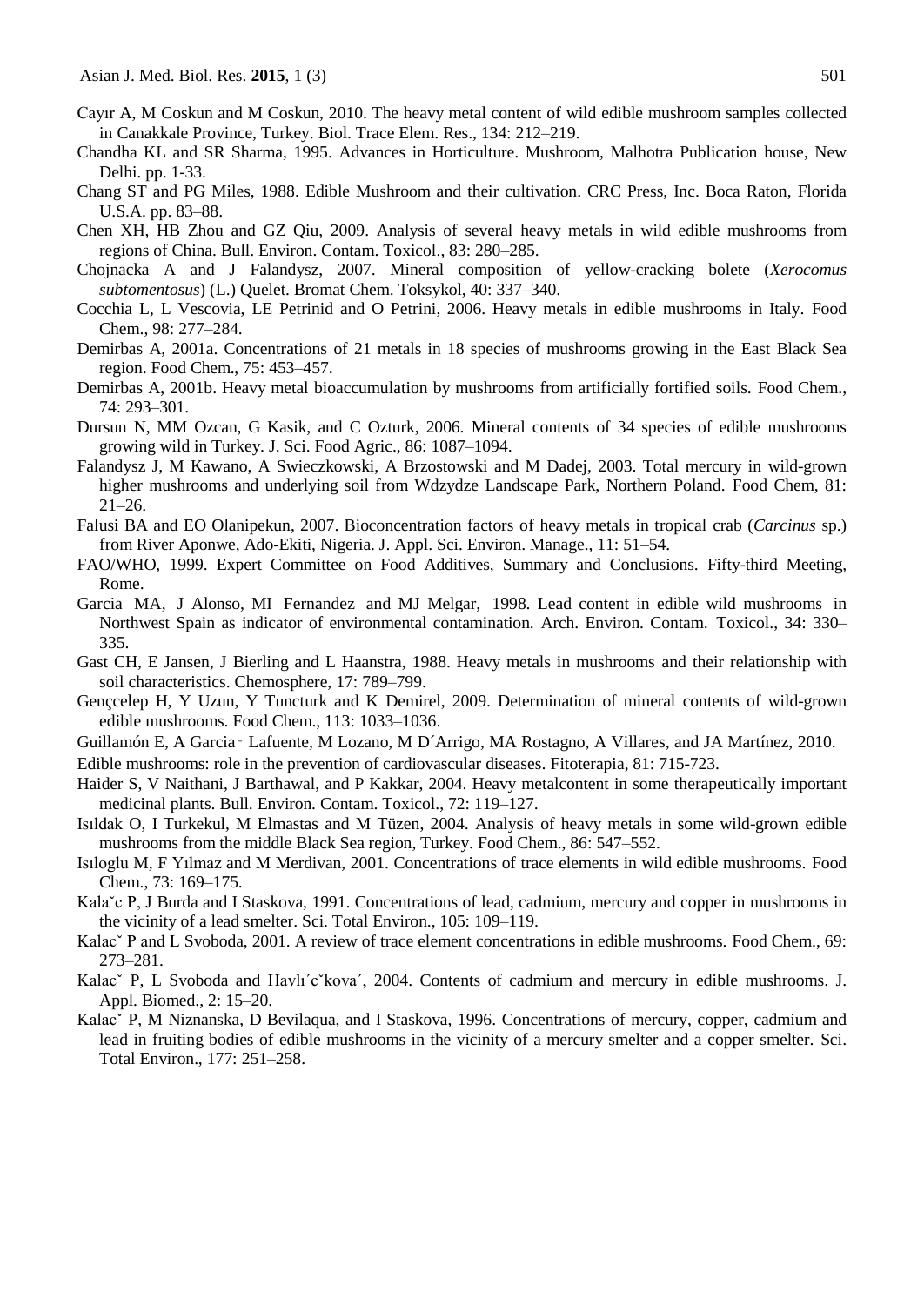Cayır A, M Coskun and M Coskun, 2010. The heavy metal content of wild edible mushroom samples collected in Canakkale Province, Turkey. Biol. Trace Elem. Res., 134: 212–219.

Chandha KL and SR Sharma, 1995. Advances in Horticulture. Mushroom, Malhotra Publication house, New Delhi. pp. 1-33.

Chang ST and PG Miles, 1988. Edible Mushroom and their cultivation. CRC Press, Inc. Boca Raton, Florida U.S.A. pp. 83–88.

Chen XH, HB Zhou and GZ Qiu, 2009. Analysis of several heavy metals in wild edible mushrooms from regions of China. Bull. Environ. Contam. Toxicol., 83: 280–285.

Chojnacka A and J Falandysz, 2007. Mineral composition of yellow-cracking bolete (*Xerocomus subtomentosus*) (L.) Quelet. Bromat Chem. Toksykol, 40: 337–340.

Cocchia L, L Vescovia, LE Petrinid and O Petrini, 2006. Heavy metals in edible mushrooms in Italy. Food Chem., 98: 277–284.

Demirbas A, 2001a. Concentrations of 21 metals in 18 species of mushrooms growing in the East Black Sea region. Food Chem., 75: 453–457.

Demirbas A, 2001b. Heavy metal bioaccumulation by mushrooms from artificially fortified soils. Food Chem., 74: 293–301.

Dursun N, MM Ozcan, G Kasik, and C Ozturk, 2006. Mineral contents of 34 species of edible mushrooms growing wild in Turkey. J. Sci. Food Agric., 86: 1087–1094.

Falandysz J, M Kawano, A Swieczkowski, A Brzostowski and M Dadej, 2003. Total mercury in wild-grown higher mushrooms and underlying soil from Wdzydze Landscape Park, Northern Poland. Food Chem, 81: 21–26.

Falusi BA and EO Olanipekun, 2007. Bioconcentration factors of heavy metals in tropical crab (*Carcinus* sp.) from River Aponwe, Ado-Ekiti, Nigeria. J. Appl. Sci. Environ. Manage., 11: 51–54.

FAO/WHO, 1999. Expert Committee on Food Additives, Summary and Conclusions. Fifty-third Meeting, Rome.

Garcia MA, J Alonso, MI Fernandez and MJ Melgar, 1998. Lead content in edible wild mushrooms in Northwest Spain as indicator of environmental contamination. Arch. Environ. Contam. Toxicol., 34: 330–335.

Gast CH, E Jansen, J Bierling and L Haanstra, 1988. Heavy metals in mushrooms and their relationship with soil characteristics. Chemosphere, 17: 789–799.

Gençcelep H, Y Uzun, Y Tuncturk and K Demirel, 2009. Determination of mineral contents of wild-grown edible mushrooms. Food Chem., 113: 1033–1036.

Guillamón E, A Garcia‐Lafuente, M Lozano, M D´Arrigo, MA Rostagno, A Villares, and JA Martínez, 2010.

Edible mushrooms: role in the prevention of cardiovascular diseases. Fitoterapia, 81: 715-723.

Haider S, V Naithani, J Barthawal, and P Kakkar, 2004. Heavy metalcontent in some therapeutically important medicinal plants. Bull. Environ. Contam. Toxicol., 72: 119–127.

Isıldak O, I Turkekul, M Elmastas and M Tüzen, 2004. Analysis of heavy metals in some wild-grown edible mushrooms from the middle Black Sea region, Turkey. Food Chem., 86: 547–552.

Isıloglu M, F Yılmaz and M Merdivan, 2001. Concentrations of trace elements in wild edible mushrooms. Food Chem., 73: 169–175.

Kalaˇc P, J Burda and I Staskova, 1991. Concentrations of lead, cadmium, mercury and copper in mushrooms in the vicinity of a lead smelter. Sci. Total Environ., 105: 109–119.

Kalacˇ P and L Svoboda, 2001. A review of trace element concentrations in edible mushrooms. Food Chem., 69: 273–281.

Kalacˇ P, L Svoboda and Havlı´cˇkova´, 2004. Contents of cadmium and mercury in edible mushrooms. J. Appl. Biomed., 2: 15–20.

Kalacˇ P, M Niznanska, D Bevilaqua, and I Staskova, 1996. Concentrations of mercury, copper, cadmium and lead in fruiting bodies of edible mushrooms in the vicinity of a mercury smelter and a copper smelter. Sci. Total Environ., 177: 251–258.